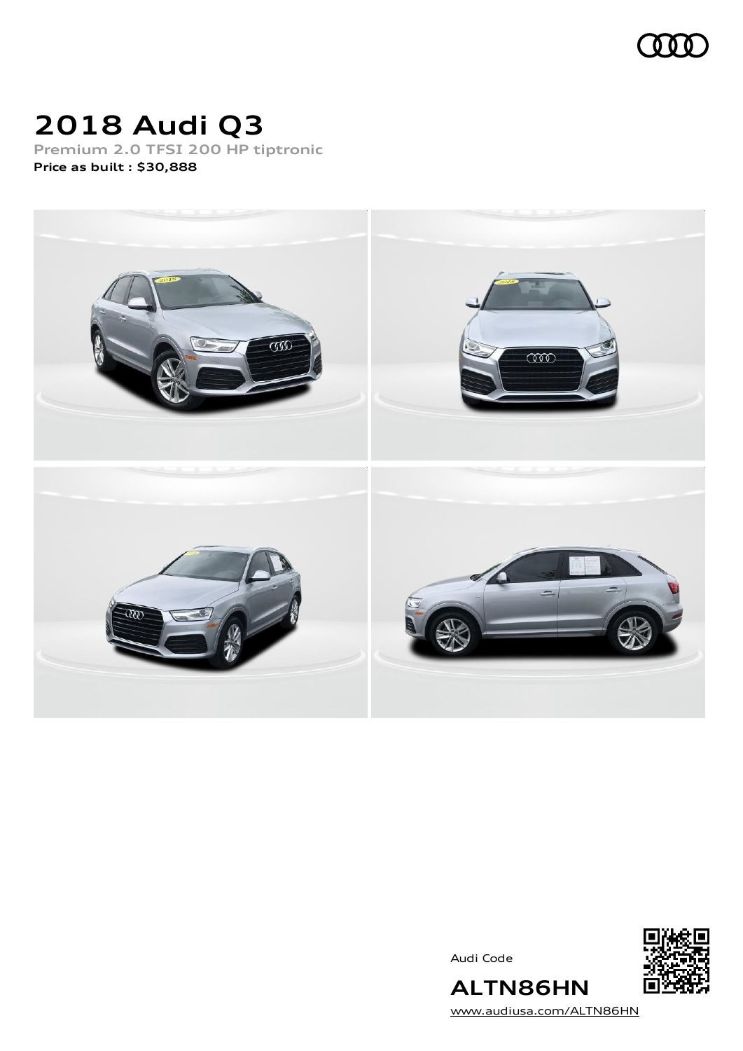# 2018 Audi Q3

Premium 2.0 TFSI 200 HP tiptronic

**Price as built : $30,888**

Audi Code

**ALTN86HN**

www.audiusa.com/ALTN86HN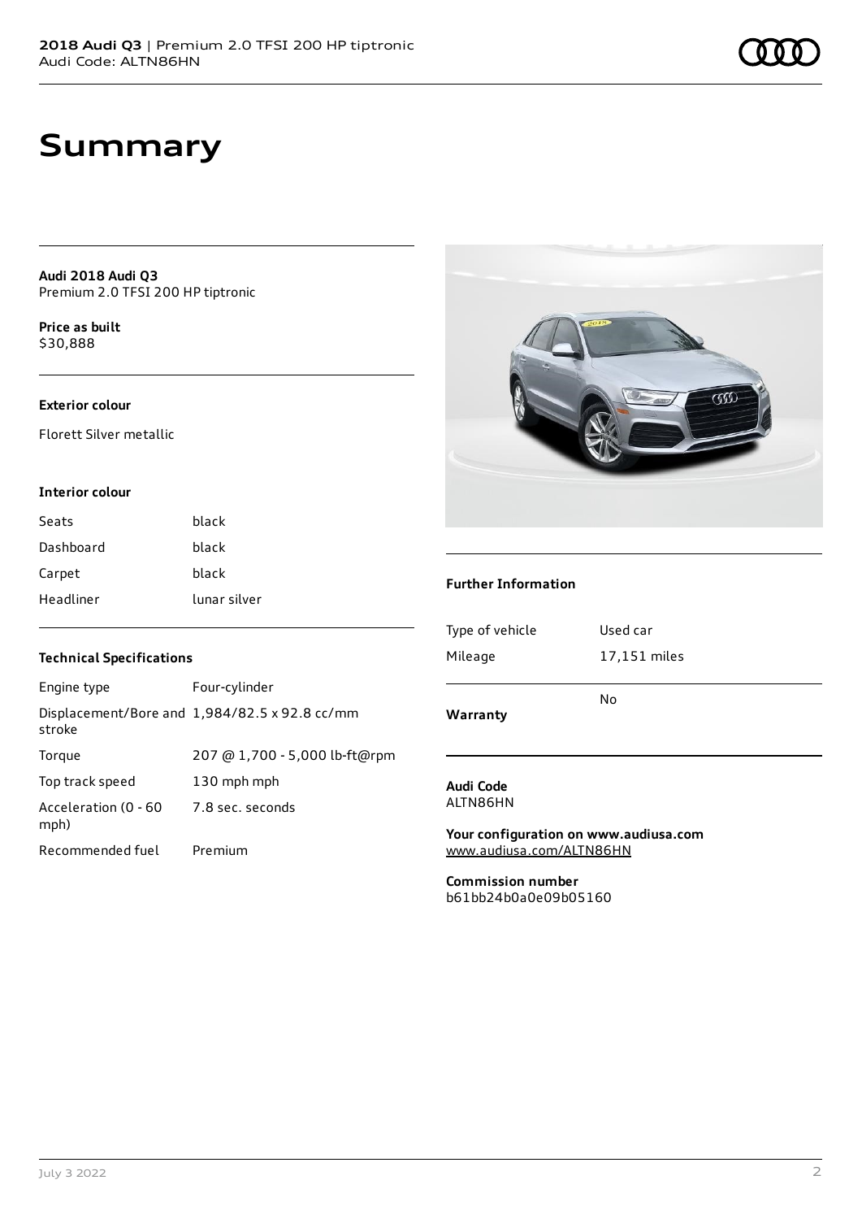# Summary

**Audi 2018 Audi Q3**
Premium 2.0 TFSI 200 HP tiptronic

**Price as built**
$30,888

**Exterior colour**

Florett Silver metallic

**Interior colour**

| | |
|---|---|
| Seats | black |
| Dashboard | black |
| Carpet | black |
| Headliner | lunar silver |

**Technical Specifications**

| | |
|---|---|
| Engine type | Four-cylinder |
| Displacement/Bore and stroke | 1,984/82.5 x 92.8 cc/mm |
| Torque | 207 @ 1,700 - 5,000 lb-ft@rpm |
| Top track speed | 130 mph mph |
| Acceleration (0 - 60 mph) | 7.8 sec. seconds |
| Recommended fuel | Premium |

**Further Information**

| | |
|---|---|
| Type of vehicle | Used car |
| Mileage | 17,151 miles |
| **Warranty** | No |

**Audi Code**
ALTN86HN

**Your configuration on www.audiusa.com**
www.audiusa.com/ALTN86HN

**Commission number**
b61bb24b0a0e09b05160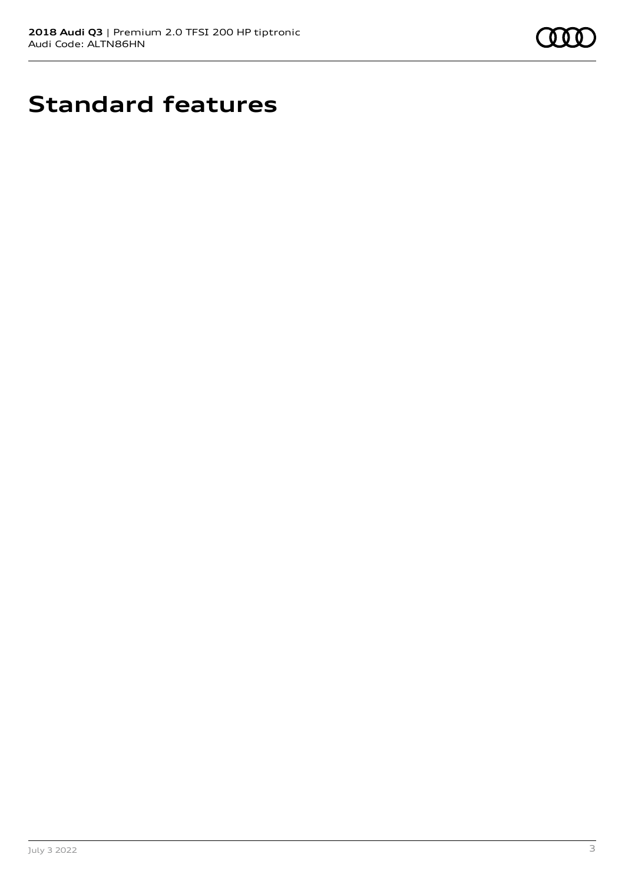# Standard features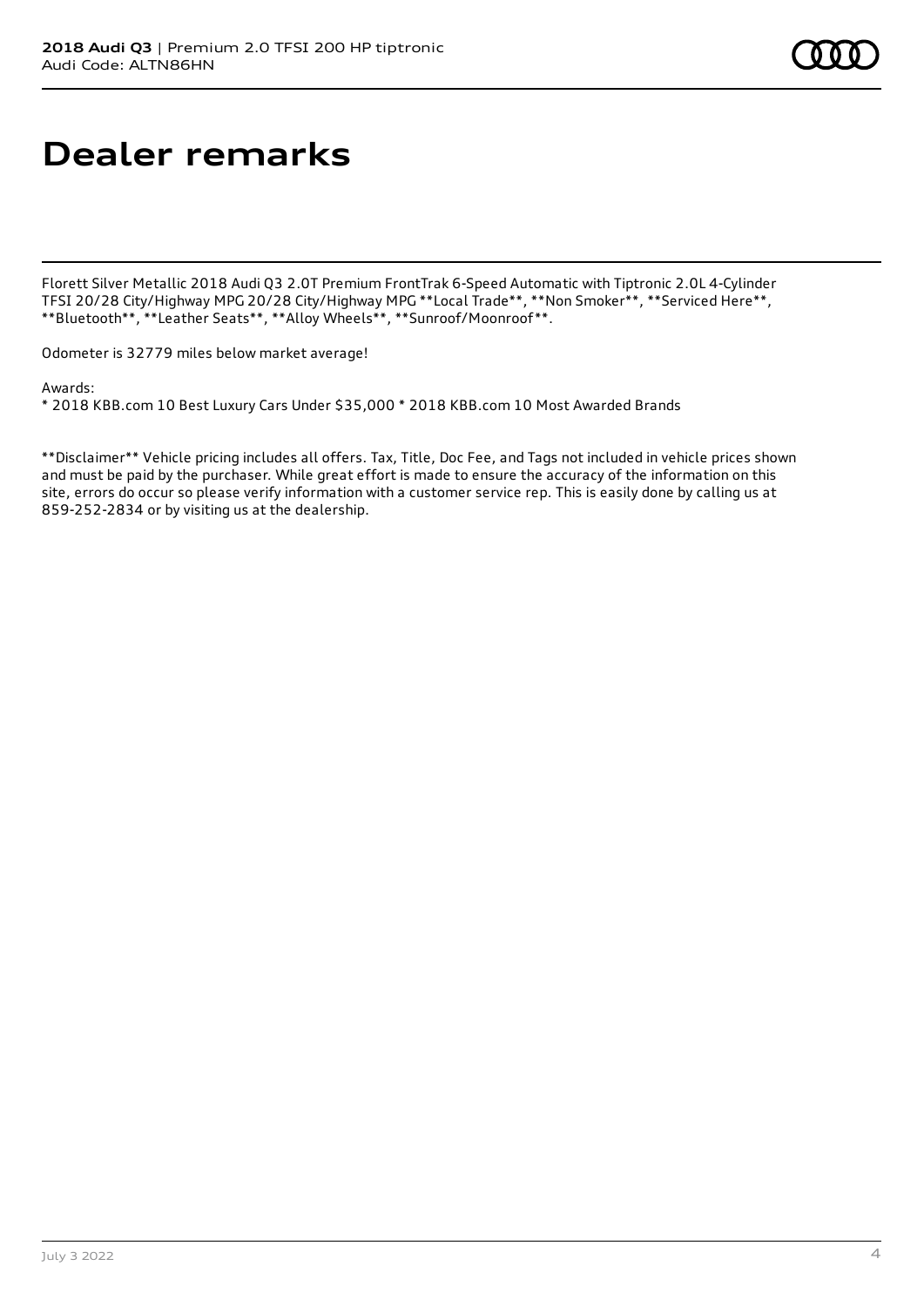# Dealer remarks

Florett Silver Metallic 2018 Audi Q3 2.0T Premium FrontTrak 6-Speed Automatic with Tiptronic 2.0L 4-Cylinder TFSI 20/28 City/Highway MPG 20/28 City/Highway MPG **Local Trade**, **Non Smoker**, **Serviced Here**, **Bluetooth**, **Leather Seats**, **Alloy Wheels**, **Sunroof/Moonroof**.

Odometer is 32779 miles below market average!

Awards:
* 2018 KBB.com 10 Best Luxury Cars Under $35,000 * 2018 KBB.com 10 Most Awarded Brands

**Disclaimer** Vehicle pricing includes all offers. Tax, Title, Doc Fee, and Tags not included in vehicle prices shown and must be paid by the purchaser. While great effort is made to ensure the accuracy of the information on this site, errors do occur so please verify information with a customer service rep. This is easily done by calling us at 859-252-2834 or by visiting us at the dealership.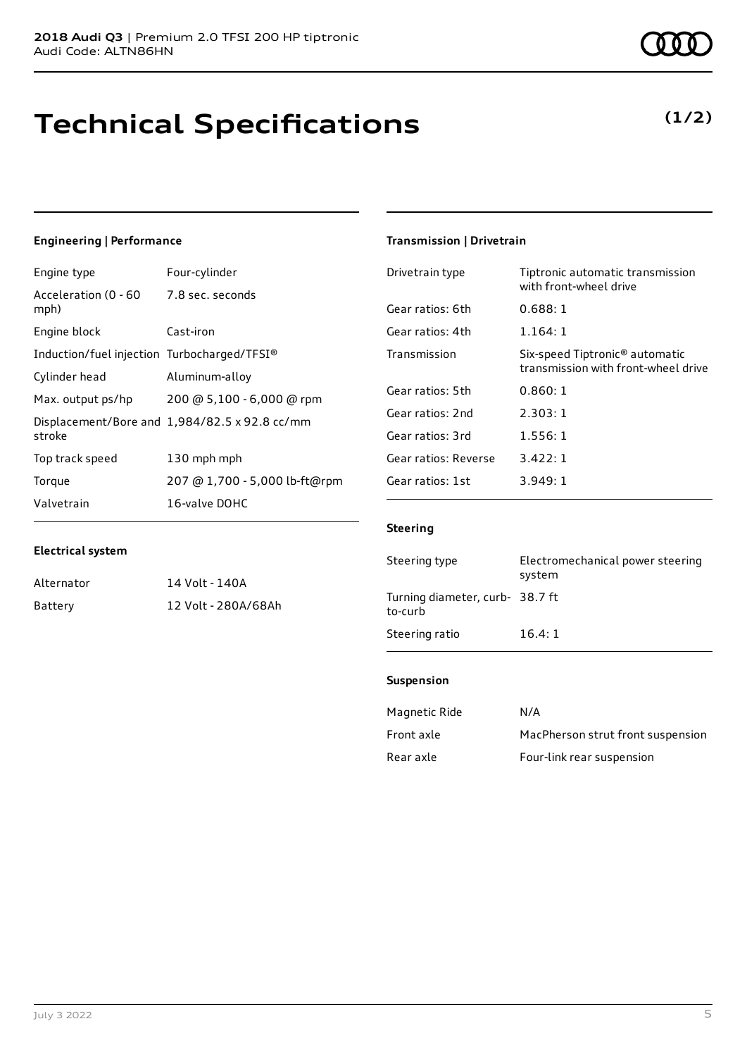# Technical Specifications

**(1/2)**

### Engineering | Performance

| | |
|---|---|
| Engine type | Four-cylinder |
| Acceleration (0 - 60 mph) | 7.8 sec. seconds |
| Engine block | Cast-iron |
| Induction/fuel injection | Turbocharged/TFSI® |
| Cylinder head | Aluminum-alloy |
| Max. output ps/hp | 200 @ 5,100 - 6,000 @ rpm |
| Displacement/Bore and stroke | 1,984/82.5 x 92.8 cc/mm |
| Top track speed | 130 mph mph |
| Torque | 207 @ 1,700 - 5,000 lb-ft@rpm |
| Valvetrain | 16-valve DOHC |

### Electrical system

| | |
|---|---|
| Alternator | 14 Volt - 140A |
| Battery | 12 Volt - 280A/68Ah |

### Transmission | Drivetrain

| | |
|---|---|
| Drivetrain type | Tiptronic automatic transmission with front-wheel drive |
| Gear ratios: 6th | 0.688: 1 |
| Gear ratios: 4th | 1.164: 1 |
| Transmission | Six-speed Tiptronic® automatic transmission with front-wheel drive |
| Gear ratios: 5th | 0.860: 1 |
| Gear ratios: 2nd | 2.303: 1 |
| Gear ratios: 3rd | 1.556: 1 |
| Gear ratios: Reverse | 3.422: 1 |
| Gear ratios: 1st | 3.949: 1 |

### Steering

| | |
|---|---|
| Steering type | Electromechanical power steering system |
| Turning diameter, curb-to-curb | 38.7 ft |
| Steering ratio | 16.4: 1 |

### Suspension

| | |
|---|---|
| Magnetic Ride | N/A |
| Front axle | MacPherson strut front suspension |
| Rear axle | Four-link rear suspension |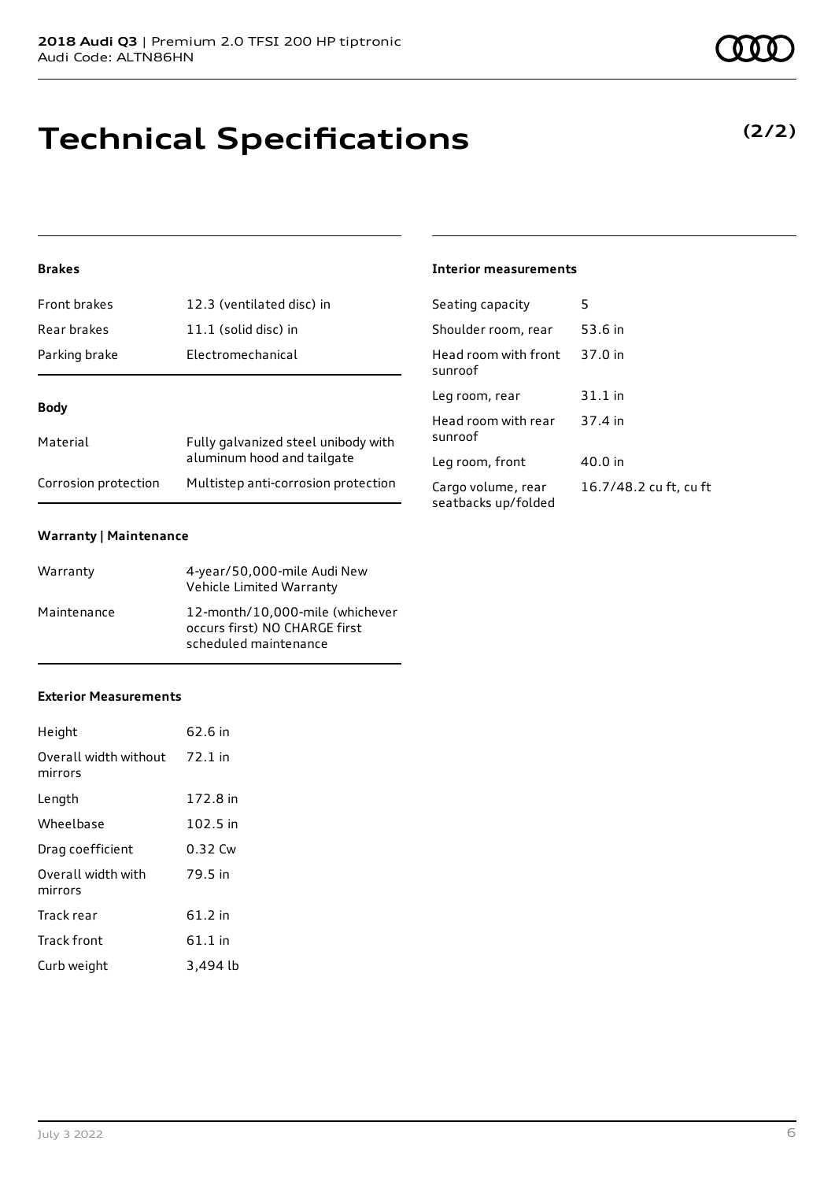# Technical Specifications

**(2/2)**

### Brakes

| | |
|---|---|
| Front brakes | 12.3 (ventilated disc) in |
| Rear brakes | 11.1 (solid disc) in |
| Parking brake | Electromechanical |

### Body

| | |
|---|---|
| Material | Fully galvanized steel unibody with aluminum hood and tailgate |
| Corrosion protection | Multistep anti-corrosion protection |

### Warranty | Maintenance

| | |
|---|---|
| Warranty | 4-year/50,000-mile Audi New Vehicle Limited Warranty |
| Maintenance | 12-month/10,000-mile (whichever occurs first) NO CHARGE first scheduled maintenance |

### Exterior Measurements

| | |
|---|---|
| Height | 62.6 in |
| Overall width without mirrors | 72.1 in |
| Length | 172.8 in |
| Wheelbase | 102.5 in |
| Drag coefficient | 0.32 Cw |
| Overall width with mirrors | 79.5 in |
| Track rear | 61.2 in |
| Track front | 61.1 in |
| Curb weight | 3,494 lb |

### Interior measurements

| | |
|---|---|
| Seating capacity | 5 |
| Shoulder room, rear | 53.6 in |
| Head room with front sunroof | 37.0 in |
| Leg room, rear | 31.1 in |
| Head room with rear sunroof | 37.4 in |
| Leg room, front | 40.0 in |
| Cargo volume, rear seatbacks up/folded | 16.7/48.2 cu ft, cu ft |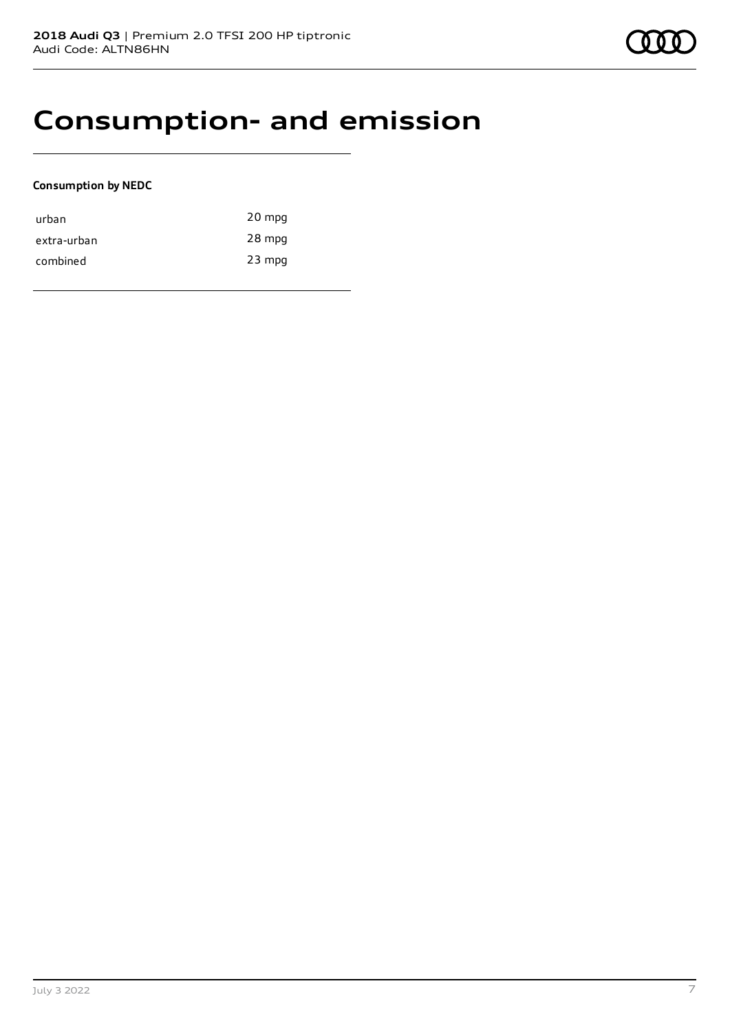# Consumption- and emission

**Consumption by NEDC**

| | |
|---|---|
| urban | 20 mpg |
| extra-urban | 28 mpg |
| combined | 23 mpg |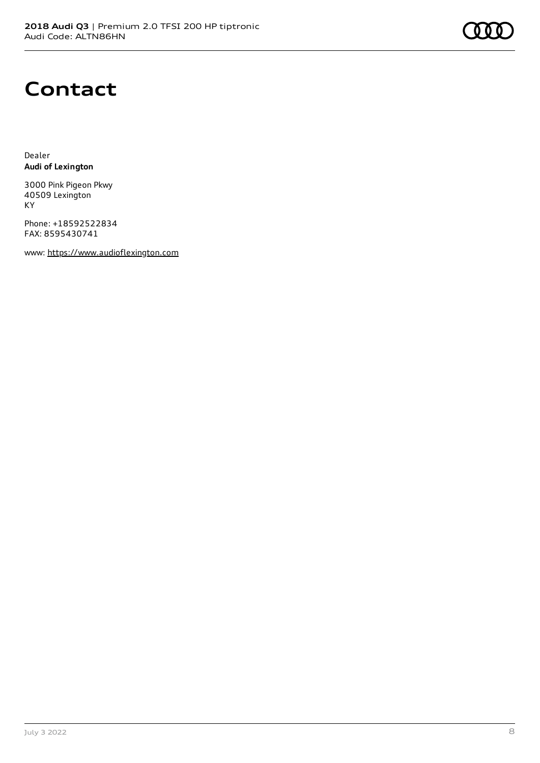# Contact

Dealer
**Audi of Lexington**

3000 Pink Pigeon Pkwy
40509 Lexington
KY

Phone: +18592522834
FAX: 8595430741

www: https://www.audioflexington.com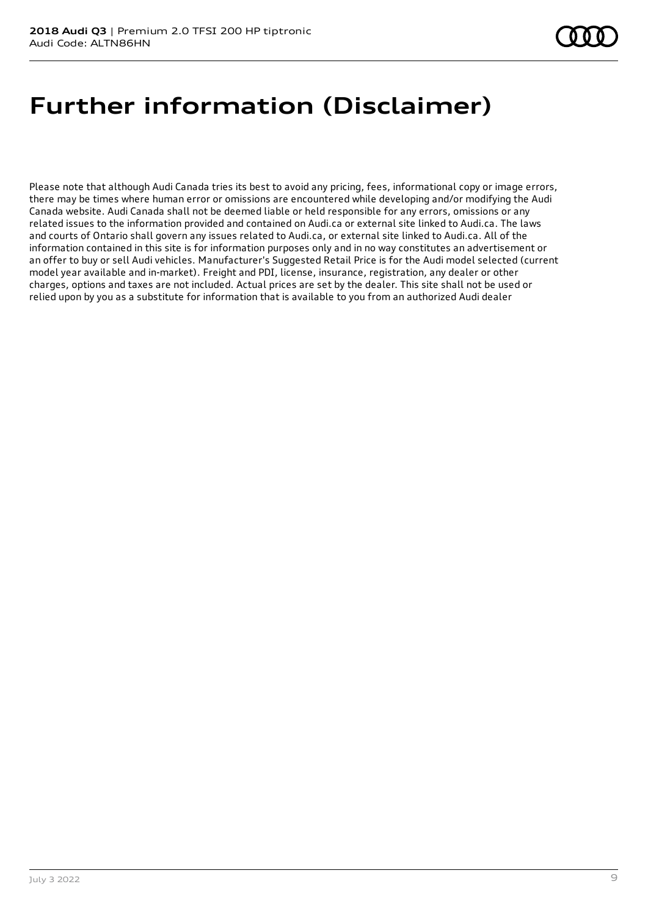# Further information (Disclaimer)

Please note that although Audi Canada tries its best to avoid any pricing, fees, informational copy or image errors, there may be times where human error or omissions are encountered while developing and/or modifying the Audi Canada website. Audi Canada shall not be deemed liable or held responsible for any errors, omissions or any related issues to the information provided and contained on Audi.ca or external site linked to Audi.ca. The laws and courts of Ontario shall govern any issues related to Audi.ca, or external site linked to Audi.ca. All of the information contained in this site is for information purposes only and in no way constitutes an advertisement or an offer to buy or sell Audi vehicles. Manufacturer's Suggested Retail Price is for the Audi model selected (current model year available and in-market). Freight and PDI, license, insurance, registration, any dealer or other charges, options and taxes are not included. Actual prices are set by the dealer. This site shall not be used or relied upon by you as a substitute for information that is available to you from an authorized Audi dealer